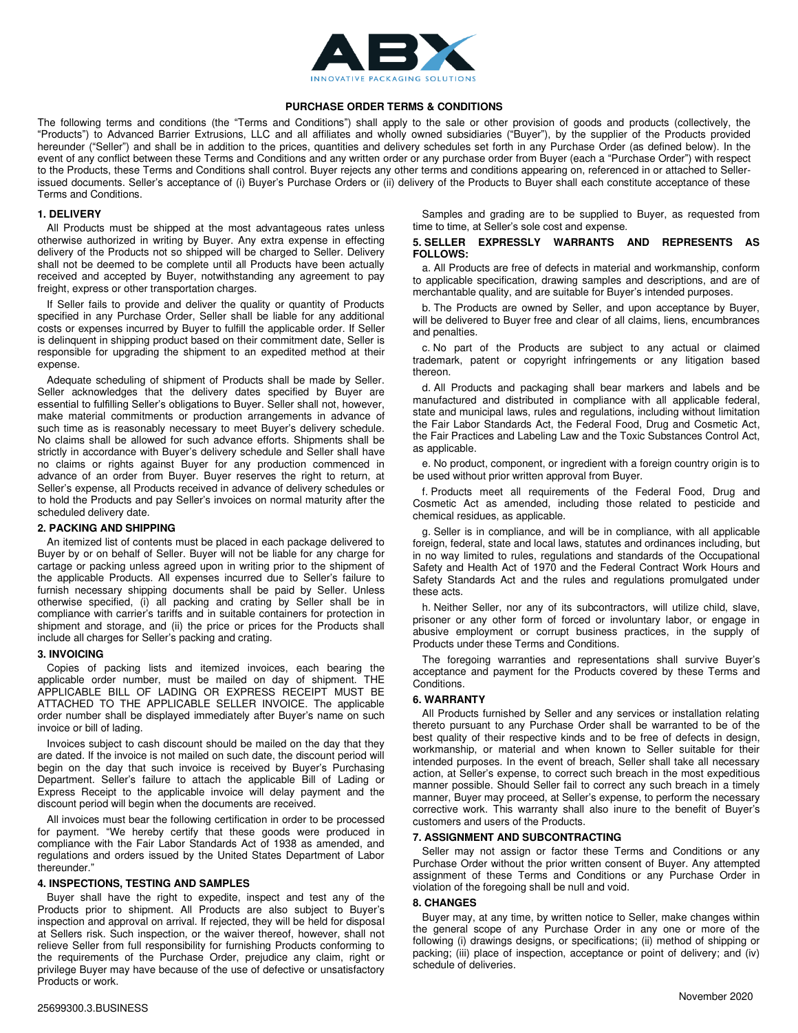ABX

INNOVATIVE PACKAGING SOLUTIONS

## PURCHASE ORDER TERMS & CONDITIONS

The following terms and conditions (the "Terms and Conditions") shall apply to the sale or other provision of goods and products (collectively, the "Products") to Advanced Barrier Extrusions, LLC and all affiliates and wholly owned subsidiaries ("Buyer"), by the supplier of the Products provided hereunder ("Seller") and shall be in addition to the prices, quantities and delivery schedules set forth in any Purchase Order (as defined below). In the event of any conflict between these Terms and Conditions and any written order or any purchase order from Buyer (each a "Purchase Order") with respect to the Products, these Terms and Conditions shall control. Buyer rejects any other terms and conditions appearing on, referenced in or attached to Seller-issued documents. Seller's acceptance of (i) Buyer's Purchase Orders or (ii) delivery of the Products to Buyer shall each constitute acceptance of these Terms and Conditions.

### 1. DELIVERY

All Products must be shipped at the most advantageous rates unless otherwise authorized in writing by Buyer. Any extra expense in effecting delivery of the Products not so shipped will be charged to Seller. Delivery shall not be deemed to be complete until all Products have been actually received and accepted by Buyer, notwithstanding any agreement to pay freight, express or other transportation charges.

If Seller fails to provide and deliver the quality or quantity of Products specified in any Purchase Order, Seller shall be liable for any additional costs or expenses incurred by Buyer to fulfill the applicable order. If Seller is delinquent in shipping product based on their commitment date, Seller is responsible for upgrading the shipment to an expedited method at their expense.

Adequate scheduling of shipment of Products shall be made by Seller. Seller acknowledges that the delivery dates specified by Buyer are essential to fulfilling Seller's obligations to Buyer. Seller shall not, however, make material commitments or production arrangements in advance of such time as is reasonably necessary to meet Buyer's delivery schedule. No claims shall be allowed for such advance efforts. Shipments shall be strictly in accordance with Buyer's delivery schedule and Seller shall have no claims or rights against Buyer for any production commenced in advance of an order from Buyer. Buyer reserves the right to return, at Seller's expense, all Products received in advance of delivery schedules or to hold the Products and pay Seller's invoices on normal maturity after the scheduled delivery date.

### 2. PACKING AND SHIPPING

An itemized list of contents must be placed in each package delivered to Buyer by or on behalf of Seller. Buyer will not be liable for any charge for cartage or packing unless agreed upon in writing prior to the shipment of the applicable Products. All expenses incurred due to Seller's failure to furnish necessary shipping documents shall be paid by Seller. Unless otherwise specified, (i) all packing and crating by Seller shall be in compliance with carrier's tariffs and in suitable containers for protection in shipment and storage, and (ii) the price or prices for the Products shall include all charges for Seller's packing and crating.

### 3. INVOICING

Copies of packing lists and itemized invoices, each bearing the applicable order number, must be mailed on day of shipment. THE APPLICABLE BILL OF LADING OR EXPRESS RECEIPT MUST BE ATTACHED TO THE APPLICABLE SELLER INVOICE. The applicable order number shall be displayed immediately after Buyer's name on such invoice or bill of lading.

Invoices subject to cash discount should be mailed on the day that they are dated. If the invoice is not mailed on such date, the discount period will begin on the day that such invoice is received by Buyer's Purchasing Department. Seller's failure to attach the applicable Bill of Lading or Express Receipt to the applicable invoice will delay payment and the discount period will begin when the documents are received.

All invoices must bear the following certification in order to be processed for payment. "We hereby certify that these goods were produced in compliance with the Fair Labor Standards Act of 1938 as amended, and regulations and orders issued by the United States Department of Labor thereunder."

### 4. INSPECTIONS, TESTING AND SAMPLES

Buyer shall have the right to expedite, inspect and test any of the Products prior to shipment. All Products are also subject to Buyer's inspection and approval on arrival. If rejected, they will be held for disposal at Sellers risk. Such inspection, or the waiver thereof, however, shall not relieve Seller from full responsibility for furnishing Products conforming to the requirements of the Purchase Order, prejudice any claim, right or privilege Buyer may have because of the use of defective or unsatisfactory Products or work.

Samples and grading are to be supplied to Buyer, as requested from time to time, at Seller's sole cost and expense.

### 5. SELLER EXPRESSLY WARRANTS AND REPRESENTS AS FOLLOWS:

a. All Products are free of defects in material and workmanship, conform to applicable specification, drawing samples and descriptions, and are of merchantable quality, and are suitable for Buyer's intended purposes.

b. The Products are owned by Seller, and upon acceptance by Buyer, will be delivered to Buyer free and clear of all claims, liens, encumbrances and penalties.

c. No part of the Products are subject to any actual or claimed trademark, patent or copyright infringements or any litigation based thereon.

d. All Products and packaging shall bear markers and labels and be manufactured and distributed in compliance with all applicable federal, state and municipal laws, rules and regulations, including without limitation the Fair Labor Standards Act, the Federal Food, Drug and Cosmetic Act, the Fair Practices and Labeling Law and the Toxic Substances Control Act, as applicable.

e. No product, component, or ingredient with a foreign country origin is to be used without prior written approval from Buyer.

f. Products meet all requirements of the Federal Food, Drug and Cosmetic Act as amended, including those related to pesticide and chemical residues, as applicable.

g. Seller is in compliance, and will be in compliance, with all applicable foreign, federal, state and local laws, statutes and ordinances including, but in no way limited to rules, regulations and standards of the Occupational Safety and Health Act of 1970 and the Federal Contract Work Hours and Safety Standards Act and the rules and regulations promulgated under these acts.

h. Neither Seller, nor any of its subcontractors, will utilize child, slave, prisoner or any other form of forced or involuntary labor, or engage in abusive employment or corrupt business practices, in the supply of Products under these Terms and Conditions.

The foregoing warranties and representations shall survive Buyer's acceptance and payment for the Products covered by these Terms and Conditions.

### 6. WARRANTY

All Products furnished by Seller and any services or installation relating thereto pursuant to any Purchase Order shall be warranted to be of the best quality of their respective kinds and to be free of defects in design, workmanship, or material and when known to Seller suitable for their intended purposes. In the event of breach, Seller shall take all necessary action, at Seller's expense, to correct such breach in the most expeditious manner possible. Should Seller fail to correct any such breach in a timely manner, Buyer may proceed, at Seller's expense, to perform the necessary corrective work. This warranty shall also inure to the benefit of Buyer's customers and users of the Products.

### 7. ASSIGNMENT AND SUBCONTRACTING

Seller may not assign or factor these Terms and Conditions or any Purchase Order without the prior written consent of Buyer. Any attempted assignment of these Terms and Conditions or any Purchase Order in violation of the foregoing shall be null and void.

### 8. CHANGES

Buyer may, at any time, by written notice to Seller, make changes within the general scope of any Purchase Order in any one or more of the following (i) drawings designs, or specifications; (ii) method of shipping or packing; (iii) place of inspection, acceptance or point of delivery; and (iv) schedule of deliveries.

November 2020

25699300.3.BUSINESS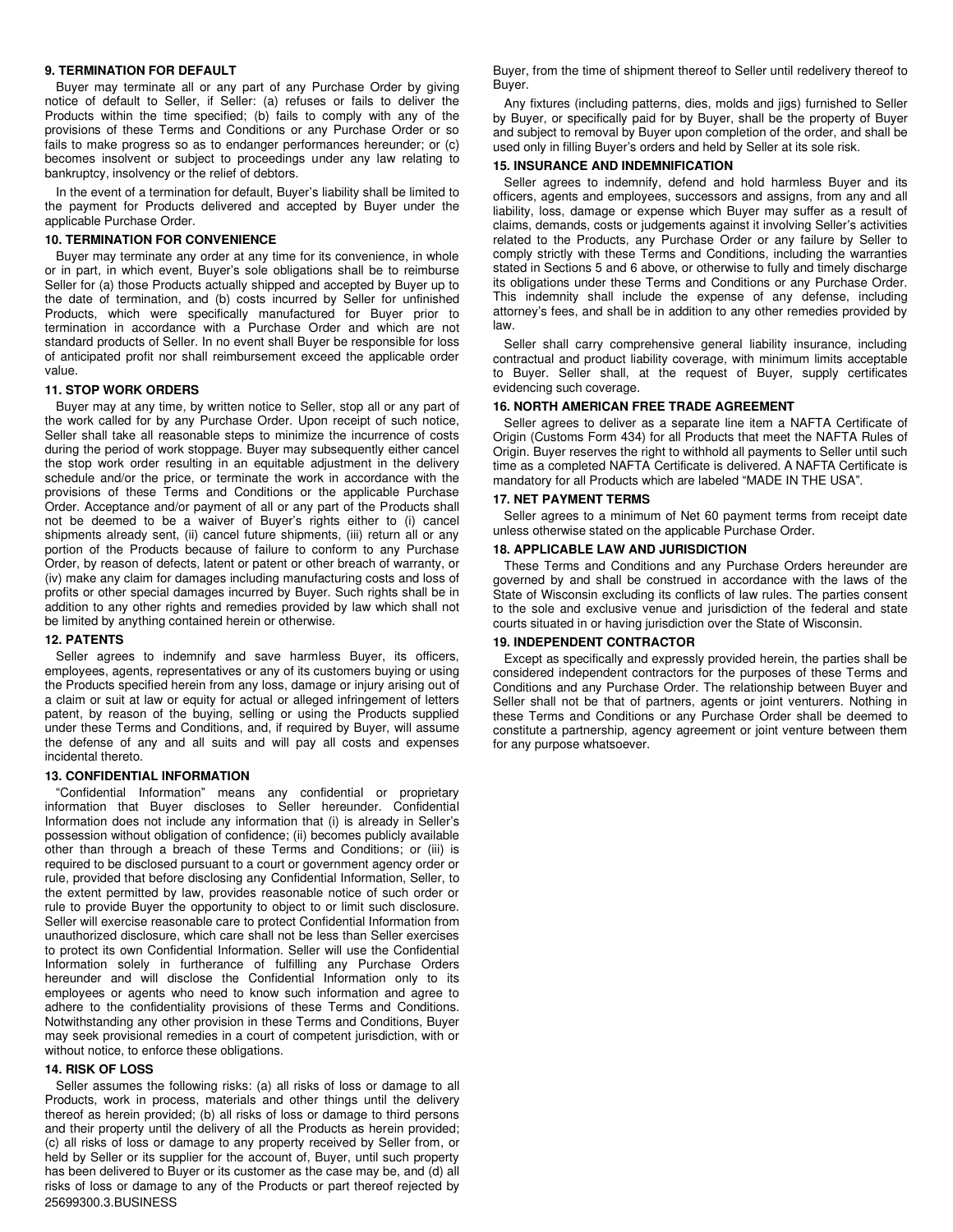### 9. TERMINATION FOR DEFAULT

Buyer may terminate all or any part of any Purchase Order by giving notice of default to Seller, if Seller: (a) refuses or fails to deliver the Products within the time specified; (b) fails to comply with any of the provisions of these Terms and Conditions or any Purchase Order or so fails to make progress so as to endanger performances hereunder; or (c) becomes insolvent or subject to proceedings under any law relating to bankruptcy, insolvency or the relief of debtors.

In the event of a termination for default, Buyer's liability shall be limited to the payment for Products delivered and accepted by Buyer under the applicable Purchase Order.

### 10. TERMINATION FOR CONVENIENCE

Buyer may terminate any order at any time for its convenience, in whole or in part, in which event, Buyer's sole obligations shall be to reimburse Seller for (a) those Products actually shipped and accepted by Buyer up to the date of termination, and (b) costs incurred by Seller for unfinished Products, which were specifically manufactured for Buyer prior to termination in accordance with a Purchase Order and which are not standard products of Seller. In no event shall Buyer be responsible for loss of anticipated profit nor shall reimbursement exceed the applicable order value.

### 11. STOP WORK ORDERS

Buyer may at any time, by written notice to Seller, stop all or any part of the work called for by any Purchase Order. Upon receipt of such notice, Seller shall take all reasonable steps to minimize the incurrence of costs during the period of work stoppage. Buyer may subsequently either cancel the stop work order resulting in an equitable adjustment in the delivery schedule and/or the price, or terminate the work in accordance with the provisions of these Terms and Conditions or the applicable Purchase Order. Acceptance and/or payment of all or any part of the Products shall not be deemed to be a waiver of Buyer's rights either to (i) cancel shipments already sent, (ii) cancel future shipments, (iii) return all or any portion of the Products because of failure to conform to any Purchase Order, by reason of defects, latent or patent or other breach of warranty, or (iv) make any claim for damages including manufacturing costs and loss of profits or other special damages incurred by Buyer. Such rights shall be in addition to any other rights and remedies provided by law which shall not be limited by anything contained herein or otherwise.

### 12. PATENTS

Seller agrees to indemnify and save harmless Buyer, its officers, employees, agents, representatives or any of its customers buying or using the Products specified herein from any loss, damage or injury arising out of a claim or suit at law or equity for actual or alleged infringement of letters patent, by reason of the buying, selling or using the Products supplied under these Terms and Conditions, and, if required by Buyer, will assume the defense of any and all suits and will pay all costs and expenses incidental thereto.

### 13. CONFIDENTIAL INFORMATION

"Confidential Information" means any confidential or proprietary information that Buyer discloses to Seller hereunder. Confidential Information does not include any information that (i) is already in Seller's possession without obligation of confidence; (ii) becomes publicly available other than through a breach of these Terms and Conditions; or (iii) is required to be disclosed pursuant to a court or government agency order or rule, provided that before disclosing any Confidential Information, Seller, to the extent permitted by law, provides reasonable notice of such order or rule to provide Buyer the opportunity to object to or limit such disclosure. Seller will exercise reasonable care to protect Confidential Information from unauthorized disclosure, which care shall not be less than Seller exercises to protect its own Confidential Information. Seller will use the Confidential Information solely in furtherance of fulfilling any Purchase Orders hereunder and will disclose the Confidential Information only to its employees or agents who need to know such information and agree to adhere to the confidentiality provisions of these Terms and Conditions. Notwithstanding any other provision in these Terms and Conditions, Buyer may seek provisional remedies in a court of competent jurisdiction, with or without notice, to enforce these obligations.

### 14. RISK OF LOSS

Seller assumes the following risks: (a) all risks of loss or damage to all Products, work in process, materials and other things until the delivery thereof as herein provided; (b) all risks of loss or damage to third persons and their property until the delivery of all the Products as herein provided; (c) all risks of loss or damage to any property received by Seller from, or held by Seller or its supplier for the account of, Buyer, until such property has been delivered to Buyer or its customer as the case may be, and (d) all risks of loss or damage to any of the Products or part thereof rejected by Buyer, from the time of shipment thereof to Seller until redelivery thereof to Buyer.

Any fixtures (including patterns, dies, molds and jigs) furnished to Seller by Buyer, or specifically paid for by Buyer, shall be the property of Buyer and subject to removal by Buyer upon completion of the order, and shall be used only in filling Buyer's orders and held by Seller at its sole risk.

### 15. INSURANCE AND INDEMNIFICATION

Seller agrees to indemnify, defend and hold harmless Buyer and its officers, agents and employees, successors and assigns, from any and all liability, loss, damage or expense which Buyer may suffer as a result of claims, demands, costs or judgements against it involving Seller's activities related to the Products, any Purchase Order or any failure by Seller to comply strictly with these Terms and Conditions, including the warranties stated in Sections 5 and 6 above, or otherwise to fully and timely discharge its obligations under these Terms and Conditions or any Purchase Order. This indemnity shall include the expense of any defense, including attorney's fees, and shall be in addition to any other remedies provided by law.

Seller shall carry comprehensive general liability insurance, including contractual and product liability coverage, with minimum limits acceptable to Buyer. Seller shall, at the request of Buyer, supply certificates evidencing such coverage.

### 16. NORTH AMERICAN FREE TRADE AGREEMENT

Seller agrees to deliver as a separate line item a NAFTA Certificate of Origin (Customs Form 434) for all Products that meet the NAFTA Rules of Origin. Buyer reserves the right to withhold all payments to Seller until such time as a completed NAFTA Certificate is delivered. A NAFTA Certificate is mandatory for all Products which are labeled "MADE IN THE USA".

### 17. NET PAYMENT TERMS

Seller agrees to a minimum of Net 60 payment terms from receipt date unless otherwise stated on the applicable Purchase Order.

### 18. APPLICABLE LAW AND JURISDICTION

These Terms and Conditions and any Purchase Orders hereunder are governed by and shall be construed in accordance with the laws of the State of Wisconsin excluding its conflicts of law rules. The parties consent to the sole and exclusive venue and jurisdiction of the federal and state courts situated in or having jurisdiction over the State of Wisconsin.

### 19. INDEPENDENT CONTRACTOR

Except as specifically and expressly provided herein, the parties shall be considered independent contractors for the purposes of these Terms and Conditions and any Purchase Order. The relationship between Buyer and Seller shall not be that of partners, agents or joint venturers. Nothing in these Terms and Conditions or any Purchase Order shall be deemed to constitute a partnership, agency agreement or joint venture between them for any purpose whatsoever.

25699300.3.BUSINESS